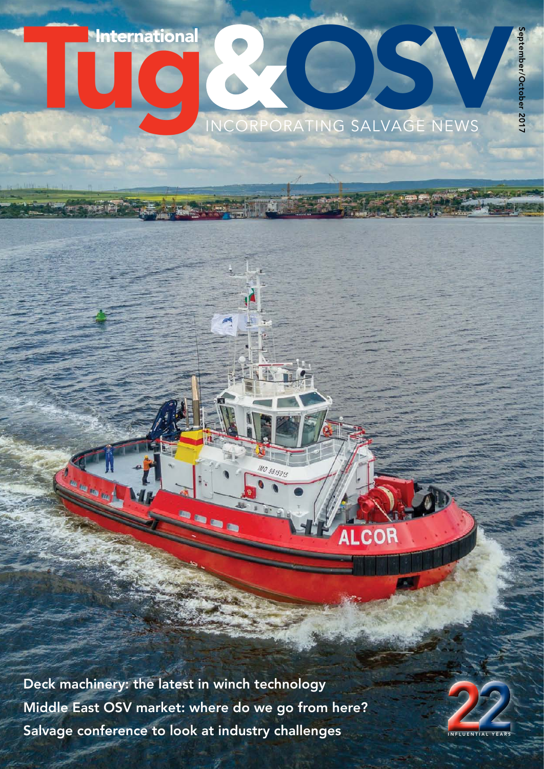# International Tug & OSV

INCORPORATING SALVAGE NEWS

September/October 2017

Deck machinery: the latest in winch technology

Middle East OSV market: where do we go from here?

Salvage conference to look at industry challenges

22 INFLUENTIAL YEARS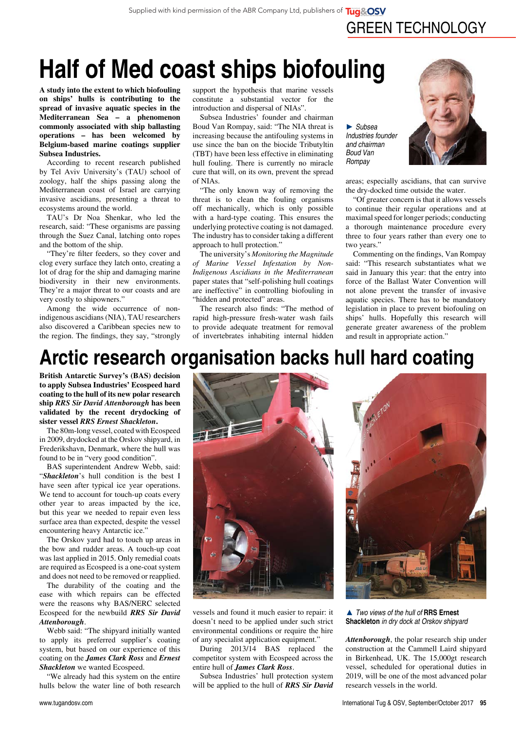# Half of Med coast ships biofouling

**A study into the extent to which biofouling on ships' hulls is contributing to the spread of invasive aquatic species in the Mediterranean Sea – a phenomenon commonly associated with ship ballasting operations – has been welcomed by Belgium-based marine coatings supplier Subsea Industries.**

According to recent research published by Tel Aviv University's (TAU) school of zoology, half the ships passing along the Mediterranean coast of Israel are carrying invasive ascidians, presenting a threat to ecosystems around the world.

TAU's Dr Noa Shenkar, who led the research, said: "These organisms are passing through the Suez Canal, latching onto ropes and the bottom of the ship.

"They're filter feeders, so they cover and clog every surface they latch onto, creating a lot of drag for the ship and damaging marine biodiversity in their new environments. They're a major threat to our coasts and are very costly to shipowners."

Among the wide occurrence of non-indigenous ascidians (NIA), TAU researchers also discovered a Caribbean species new to the region. The findings, they say, "strongly support the hypothesis that marine vessels constitute a substantial vector for the introduction and dispersal of NIAs".

Subsea Industries' founder and chairman Boud Van Rompay, said: "The NIA threat is increasing because the antifouling systems in use since the ban on the biocide Tributyltin (TBT) have been less effective in eliminating hull fouling. There is currently no miracle cure that will, on its own, prevent the spread of NIAs.

"The only known way of removing the threat is to clean the fouling organisms off mechanically, which is only possible with a hard-type coating. This ensures the underlying protective coating is not damaged. The industry has to consider taking a different approach to hull protection."

The university's *Monitoring the Magnitude of Marine Vessel Infestation by Non-Indigenous Ascidians in the Mediterranean* paper states that "self-polishing hull coatings are ineffective" in controlling biofouling in "hidden and protected" areas.

The research also finds: "The method of rapid high-pressure fresh-water wash fails to provide adequate treatment for removal of invertebrates inhabiting internal hidden areas; especially ascidians, that can survive the dry-docked time outside the water.

"Of greater concern is that it allows vessels to continue their regular operations and at maximal speed for longer periods; conducting a thorough maintenance procedure every three to four years rather than every one to two years."

► *Subsea Industries founder and chairman Boud Van Rompay*

Commenting on the findings, Van Rompay said: "This research substantiates what we said in January this year: that the entry into force of the Ballast Water Convention will not alone prevent the transfer of invasive aquatic species. There has to be mandatory legislation in place to prevent biofouling on ships' hulls. Hopefully this research will generate greater awareness of the problem and result in appropriate action."

# Arctic research organisation backs hull hard coating

**British Antarctic Survey's (BAS) decision to apply Subsea Industries' Ecospeed hard coating to the hull of its new polar research ship *RRS Sir David Attenborough* has been validated by the recent drydocking of sister vessel *RRS Ernest Shackleton*.**

The 80m-long vessel, coated with Ecospeed in 2009, drydocked at the Orskov shipyard, in Frederikshavn, Denmark, where the hull was found to be in "very good condition".

BAS superintendent Andrew Webb, said: "***Shackleton***'s hull condition is the best I have seen after typical ice year operations. We tend to account for touch-up coats every other year to areas impacted by the ice, but this year we needed to repair even less surface area than expected, despite the vessel encountering heavy Antarctic ice."

The Orskov yard had to touch up areas in the bow and rudder areas. A touch-up coat was last applied in 2015. Only remedial coats are required as Ecospeed is a one-coat system and does not need to be removed or reapplied.

The durability of the coating and the ease with which repairs can be effected were the reasons why BAS/NERC selected Ecospeed for the newbuild ***RRS Sir David Attenborough***.

Webb said: "The shipyard initially wanted to apply its preferred supplier's coating system, but based on our experience of this coating on the ***James Clark Ross*** and ***Ernest Shackleton*** we wanted Ecospeed.

"We already had this system on the entire hulls below the water line of both research vessels and found it much easier to repair: it doesn't need to be applied under such strict environmental conditions or require the hire of any specialist application equipment."

During 2013/14 BAS replaced the competitor system with Ecospeed across the entire hull of ***James Clark Ross***.

Subsea Industries' hull protection system will be applied to the hull of ***RRS Sir David Attenborough***, the polar research ship under construction at the Cammell Laird shipyard in Birkenhead, UK. The 15,000gt research vessel, scheduled for operational duties in 2019, will be one of the most advanced polar research vessels in the world.

▲ *Two views of the hull of* **RRS Ernest Shackleton** *in dry dock at Orskov shipyard*